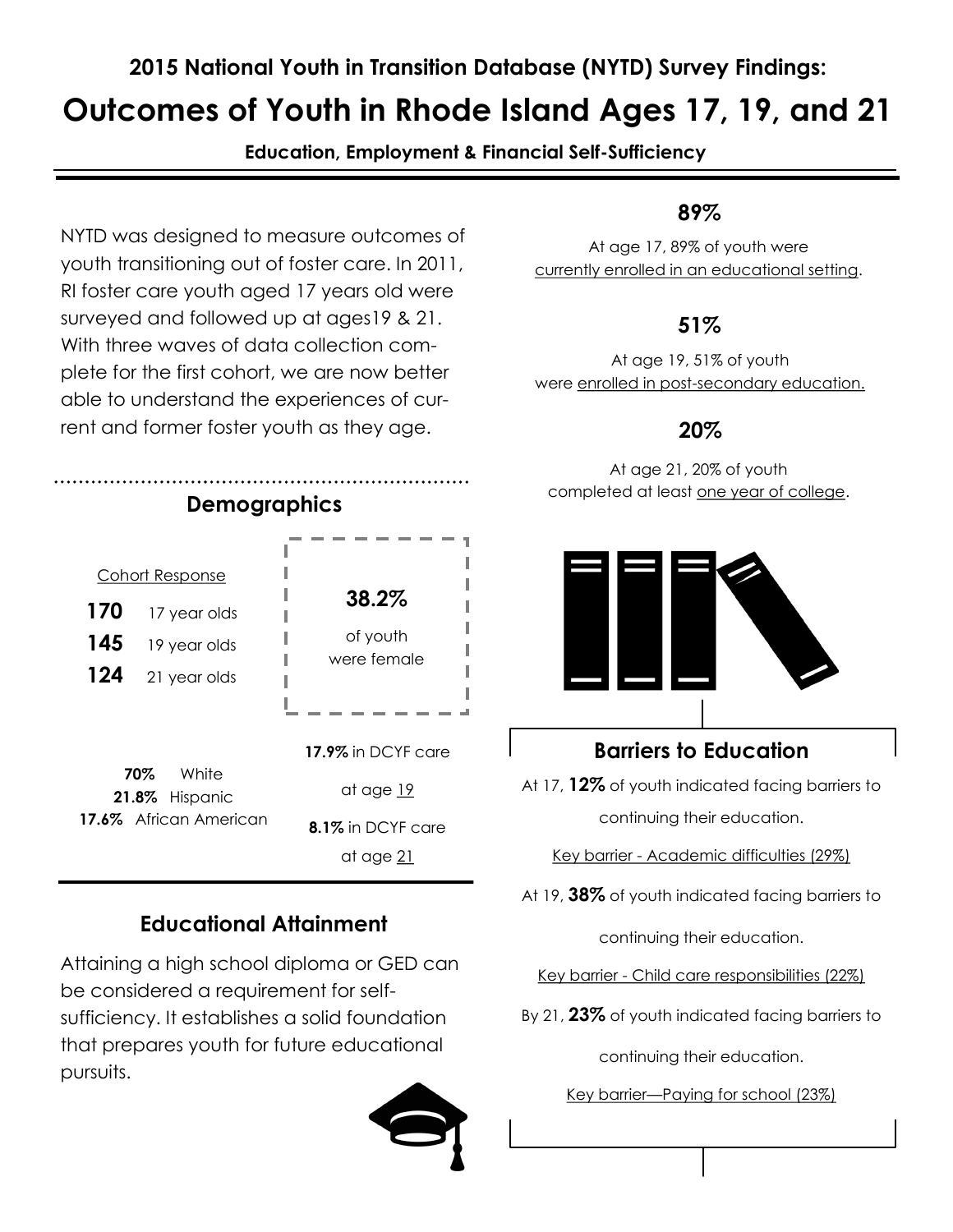**2015 National Youth in Transition Database (NYTD) Survey Findings:**

# Outcomes of Youth in Rhode Island Ages 17, 19, and 21

**Education, Employment & Financial Self-Sufficiency**

NYTD was designed to measure outcomes of youth transitioning out of foster care. In 2011, RI foster care youth aged 17 years old were surveyed and followed up at ages19 & 21. With three waves of data collection complete for the first cohort, we are now better able to understand the experiences of current and former foster youth as they age.

## Demographics

Cohort Response

**170** 17 year olds
**145** 19 year olds
**124** 21 year olds

**38.2%** of youth were female

**70%** White
**21.8%** Hispanic
**17.6%** African American

**17.9%** in DCYF care at age 19

**8.1%** in DCYF care at age 21

## Educational Attainment

Attaining a high school diploma or GED can be considered a requirement for self-sufficiency. It establishes a solid foundation that prepares youth for future educational pursuits.

**89%**

At age 17, 89% of youth were currently enrolled in an educational setting.

**51%**

At age 19, 51% of youth were enrolled in post-secondary education.

**20%**

At age 21, 20% of youth completed at least one year of college.

## Barriers to Education

At 17, **12%** of youth indicated facing barriers to continuing their education.

Key barrier - Academic difficulties (29%)

At 19, **38%** of youth indicated facing barriers to continuing their education.

Key barrier - Child care responsibilities (22%)

By 21, **23%** of youth indicated facing barriers to continuing their education.

Key barrier—Paying for school (23%)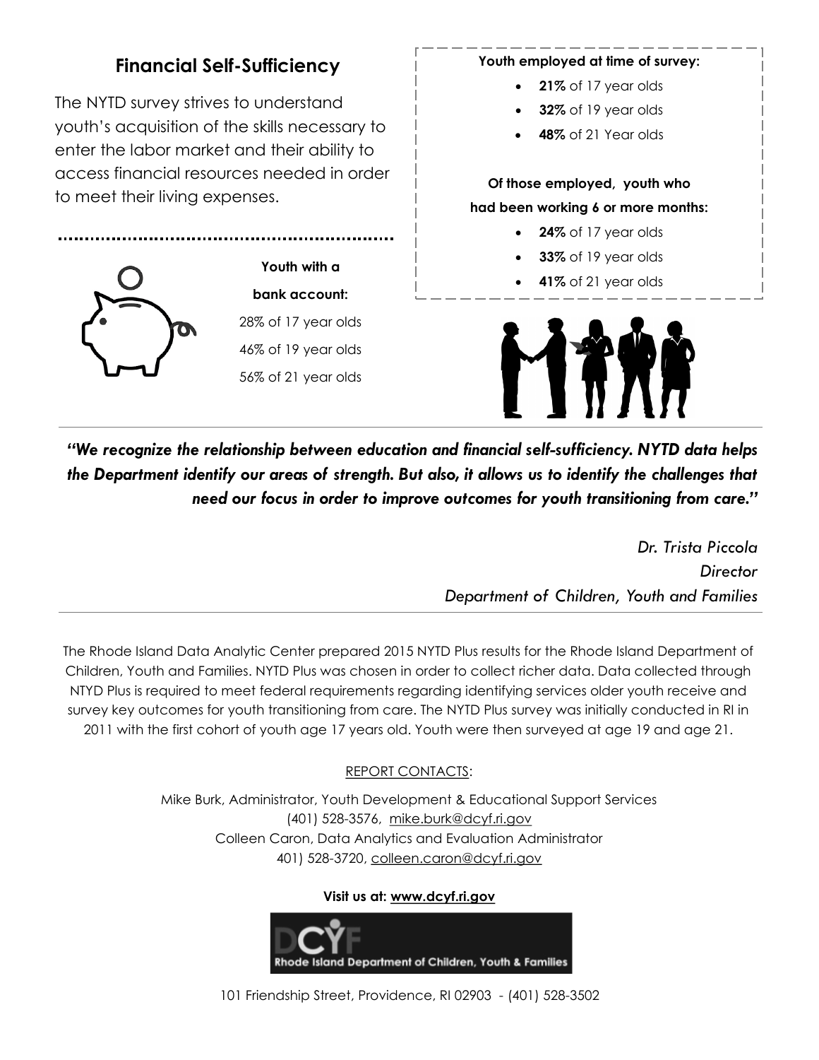## Financial Self-Sufficiency

The NYTD survey strives to understand youth's acquisition of the skills necessary to enter the labor market and their ability to access financial resources needed in order to meet their living expenses.

**Youth with a bank account:**

28% of 17 year olds

46% of 19 year olds

56% of 21 year olds

**Youth employed at time of survey:**

- **21%** of 17 year olds
- **32%** of 19 year olds
- **48%** of 21 Year olds

**Of those employed, youth who had been working 6 or more months:**

- **24%** of 17 year olds
- **33%** of 19 year olds
- **41%** of 21 year olds

***"We recognize the relationship between education and financial self-sufficiency. NYTD data helps the Department identify our areas of strength. But also, it allows us to identify the challenges that need our focus in order to improve outcomes for youth transitioning from care."***

*Dr. Trista Piccola*
*Director*
*Department of Children, Youth and Families*

The Rhode Island Data Analytic Center prepared 2015 NYTD Plus results for the Rhode Island Department of Children, Youth and Families. NYTD Plus was chosen in order to collect richer data. Data collected through NTYD Plus is required to meet federal requirements regarding identifying services older youth receive and survey key outcomes for youth transitioning from care. The NYTD Plus survey was initially conducted in RI in 2011 with the first cohort of youth age 17 years old. Youth were then surveyed at age 19 and age 21.

REPORT CONTACTS:

Mike Burk, Administrator, Youth Development & Educational Support Services
(401) 528-3576, mike.burk@dcyf.ri.gov
Colleen Caron, Data Analytics and Evaluation Administrator
401) 528-3720, colleen.caron@dcyf.ri.gov

**Visit us at: www.dcyf.ri.gov**

DCYF Rhode Island Department of Children, Youth & Families

101 Friendship Street, Providence, RI 02903 - (401) 528-3502